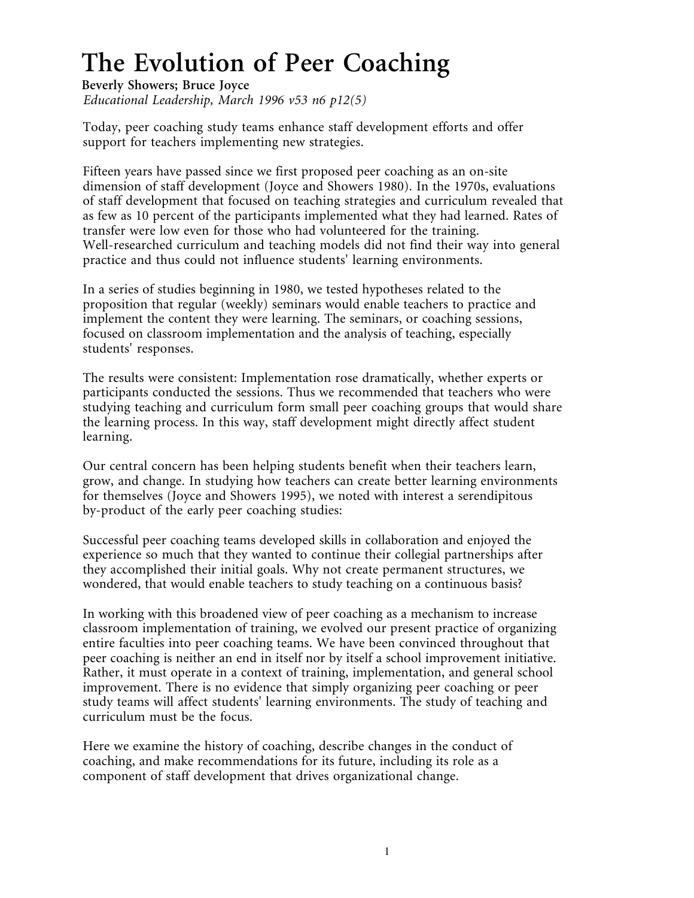# The Evolution of Peer Coaching

**Beverly Showers; Bruce Joyce**

*Educational Leadership, March 1996 v53 n6 p12(5)*

Today, peer coaching study teams enhance staff development efforts and offer support for teachers implementing new strategies.

Fifteen years have passed since we first proposed peer coaching as an on-site dimension of staff development (Joyce and Showers 1980). In the 1970s, evaluations of staff development that focused on teaching strategies and curriculum revealed that as few as 10 percent of the participants implemented what they had learned. Rates of transfer were low even for those who had volunteered for the training. Well-researched curriculum and teaching models did not find their way into general practice and thus could not influence students' learning environments.

In a series of studies beginning in 1980, we tested hypotheses related to the proposition that regular (weekly) seminars would enable teachers to practice and implement the content they were learning. The seminars, or coaching sessions, focused on classroom implementation and the analysis of teaching, especially students' responses.

The results were consistent: Implementation rose dramatically, whether experts or participants conducted the sessions. Thus we recommended that teachers who were studying teaching and curriculum form small peer coaching groups that would share the learning process. In this way, staff development might directly affect student learning.

Our central concern has been helping students benefit when their teachers learn, grow, and change. In studying how teachers can create better learning environments for themselves (Joyce and Showers 1995), we noted with interest a serendipitous by-product of the early peer coaching studies:

Successful peer coaching teams developed skills in collaboration and enjoyed the experience so much that they wanted to continue their collegial partnerships after they accomplished their initial goals. Why not create permanent structures, we wondered, that would enable teachers to study teaching on a continuous basis?

In working with this broadened view of peer coaching as a mechanism to increase classroom implementation of training, we evolved our present practice of organizing entire faculties into peer coaching teams. We have been convinced throughout that peer coaching is neither an end in itself nor by itself a school improvement initiative. Rather, it must operate in a context of training, implementation, and general school improvement. There is no evidence that simply organizing peer coaching or peer study teams will affect students' learning environments. The study of teaching and curriculum must be the focus.

Here we examine the history of coaching, describe changes in the conduct of coaching, and make recommendations for its future, including its role as a component of staff development that drives organizational change.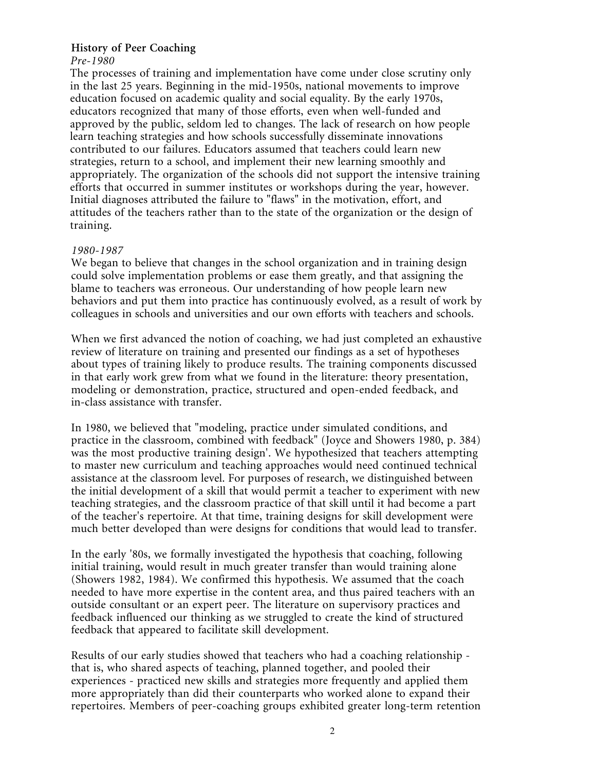## History of Peer Coaching

*Pre-1980*

The processes of training and implementation have come under close scrutiny only in the last 25 years. Beginning in the mid-1950s, national movements to improve education focused on academic quality and social equality. By the early 1970s, educators recognized that many of those efforts, even when well-funded and approved by the public, seldom led to changes. The lack of research on how people learn teaching strategies and how schools successfully disseminate innovations contributed to our failures. Educators assumed that teachers could learn new strategies, return to a school, and implement their new learning smoothly and appropriately. The organization of the schools did not support the intensive training efforts that occurred in summer institutes or workshops during the year, however. Initial diagnoses attributed the failure to "flaws" in the motivation, effort, and attitudes of the teachers rather than to the state of the organization or the design of training.

*1980-1987*

We began to believe that changes in the school organization and in training design could solve implementation problems or ease them greatly, and that assigning the blame to teachers was erroneous. Our understanding of how people learn new behaviors and put them into practice has continuously evolved, as a result of work by colleagues in schools and universities and our own efforts with teachers and schools.

When we first advanced the notion of coaching, we had just completed an exhaustive review of literature on training and presented our findings as a set of hypotheses about types of training likely to produce results. The training components discussed in that early work grew from what we found in the literature: theory presentation, modeling or demonstration, practice, structured and open-ended feedback, and in-class assistance with transfer.

In 1980, we believed that "modeling, practice under simulated conditions, and practice in the classroom, combined with feedback" (Joyce and Showers 1980, p. 384) was the most productive training design'. We hypothesized that teachers attempting to master new curriculum and teaching approaches would need continued technical assistance at the classroom level. For purposes of research, we distinguished between the initial development of a skill that would permit a teacher to experiment with new teaching strategies, and the classroom practice of that skill until it had become a part of the teacher's repertoire. At that time, training designs for skill development were much better developed than were designs for conditions that would lead to transfer.

In the early '80s, we formally investigated the hypothesis that coaching, following initial training, would result in much greater transfer than would training alone (Showers 1982, 1984). We confirmed this hypothesis. We assumed that the coach needed to have more expertise in the content area, and thus paired teachers with an outside consultant or an expert peer. The literature on supervisory practices and feedback influenced our thinking as we struggled to create the kind of structured feedback that appeared to facilitate skill development.

Results of our early studies showed that teachers who had a coaching relationship - that is, who shared aspects of teaching, planned together, and pooled their experiences - practiced new skills and strategies more frequently and applied them more appropriately than did their counterparts who worked alone to expand their repertoires. Members of peer-coaching groups exhibited greater long-term retention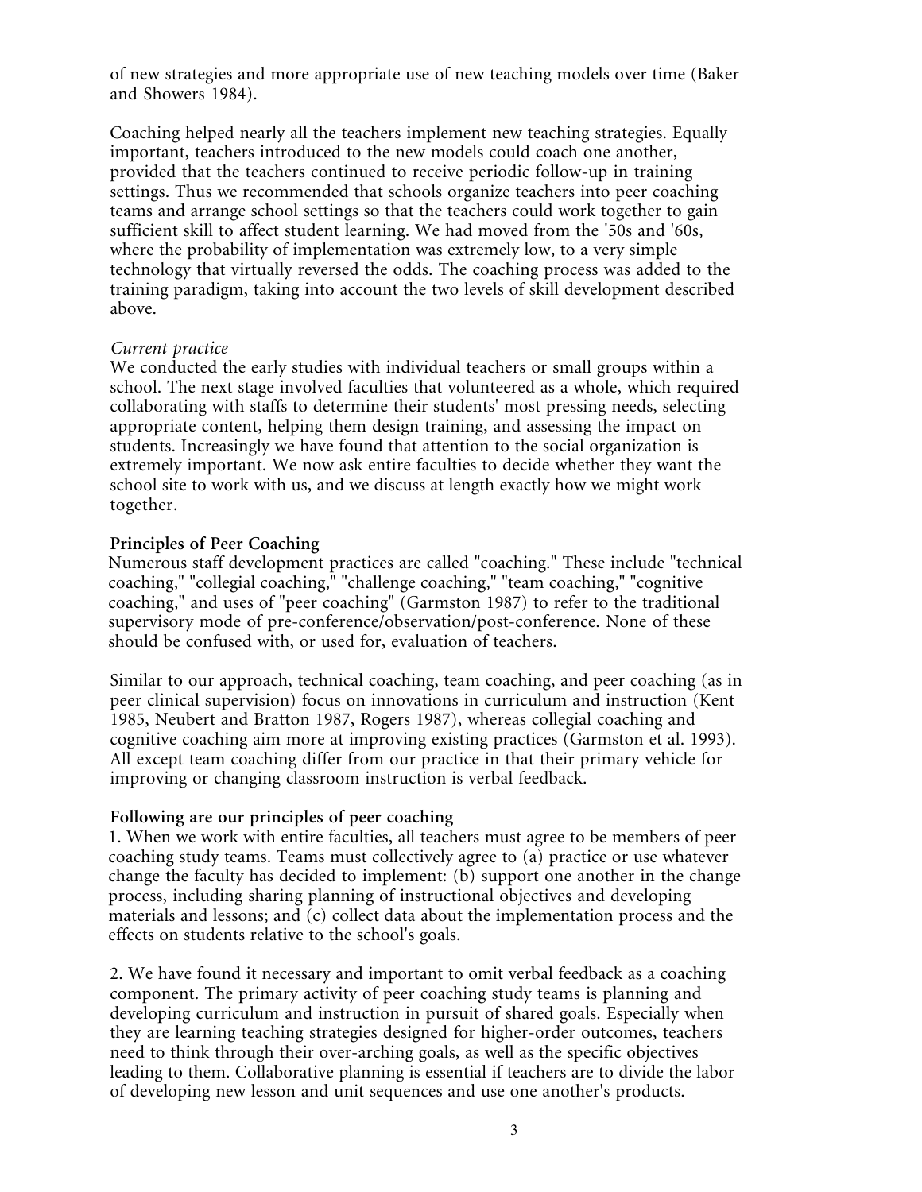of new strategies and more appropriate use of new teaching models over time (Baker and Showers 1984).

Coaching helped nearly all the teachers implement new teaching strategies. Equally important, teachers introduced to the new models could coach one another, provided that the teachers continued to receive periodic follow-up in training settings. Thus we recommended that schools organize teachers into peer coaching teams and arrange school settings so that the teachers could work together to gain sufficient skill to affect student learning. We had moved from the '50s and '60s, where the probability of implementation was extremely low, to a very simple technology that virtually reversed the odds. The coaching process was added to the training paradigm, taking into account the two levels of skill development described above.

*Current practice*

We conducted the early studies with individual teachers or small groups within a school. The next stage involved faculties that volunteered as a whole, which required collaborating with staffs to determine their students' most pressing needs, selecting appropriate content, helping them design training, and assessing the impact on students. Increasingly we have found that attention to the social organization is extremely important. We now ask entire faculties to decide whether they want the school site to work with us, and we discuss at length exactly how we might work together.

**Principles of Peer Coaching**

Numerous staff development practices are called "coaching." These include "technical coaching," "collegial coaching," "challenge coaching," "team coaching," "cognitive coaching," and uses of "peer coaching" (Garmston 1987) to refer to the traditional supervisory mode of pre-conference/observation/post-conference. None of these should be confused with, or used for, evaluation of teachers.

Similar to our approach, technical coaching, team coaching, and peer coaching (as in peer clinical supervision) focus on innovations in curriculum and instruction (Kent 1985, Neubert and Bratton 1987, Rogers 1987), whereas collegial coaching and cognitive coaching aim more at improving existing practices (Garmston et al. 1993). All except team coaching differ from our practice in that their primary vehicle for improving or changing classroom instruction is verbal feedback.

**Following are our principles of peer coaching**

1. When we work with entire faculties, all teachers must agree to be members of peer coaching study teams. Teams must collectively agree to (a) practice or use whatever change the faculty has decided to implement: (b) support one another in the change process, including sharing planning of instructional objectives and developing materials and lessons; and (c) collect data about the implementation process and the effects on students relative to the school's goals.

2. We have found it necessary and important to omit verbal feedback as a coaching component. The primary activity of peer coaching study teams is planning and developing curriculum and instruction in pursuit of shared goals. Especially when they are learning teaching strategies designed for higher-order outcomes, teachers need to think through their over-arching goals, as well as the specific objectives leading to them. Collaborative planning is essential if teachers are to divide the labor of developing new lesson and unit sequences and use one another's products.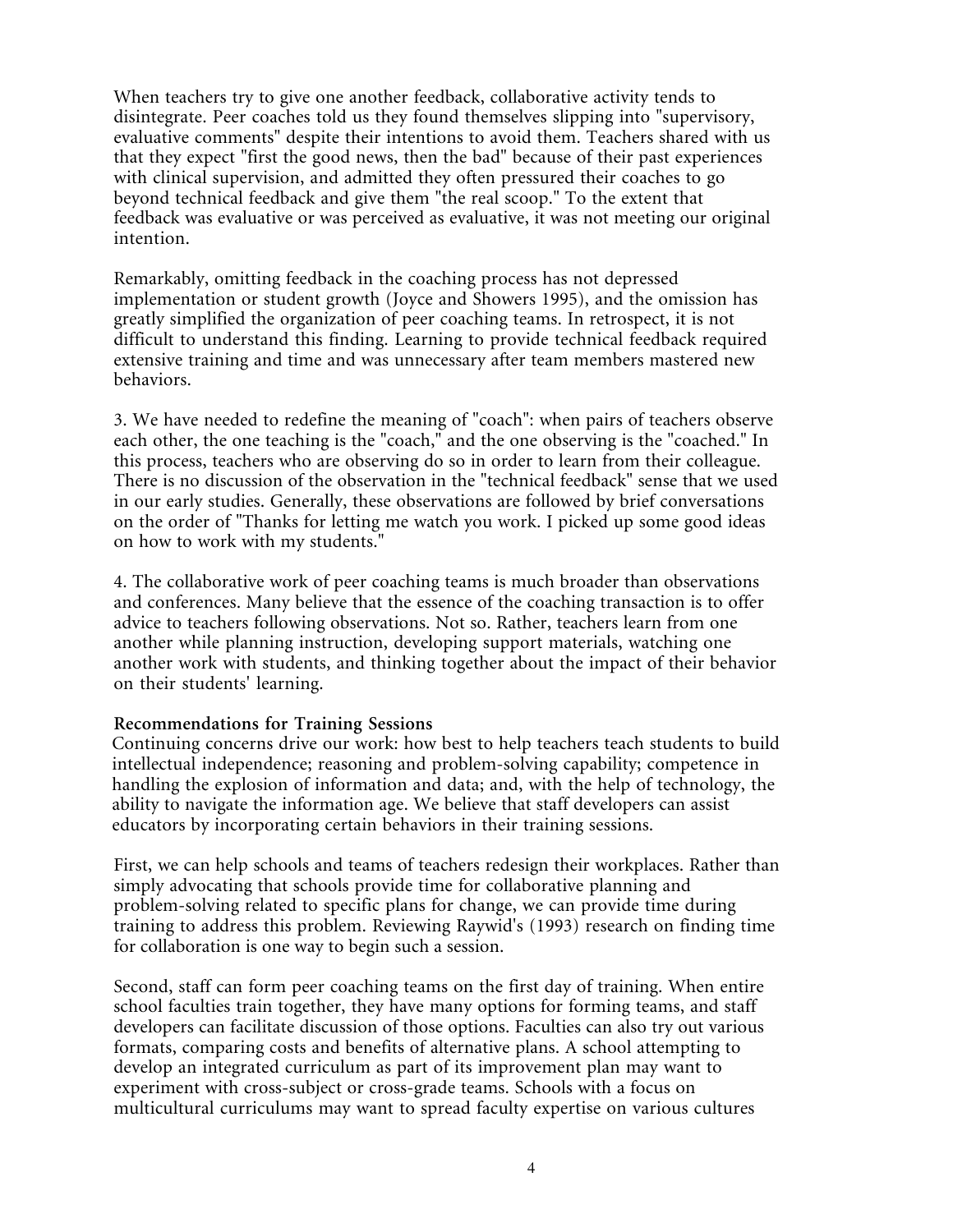When teachers try to give one another feedback, collaborative activity tends to disintegrate. Peer coaches told us they found themselves slipping into "supervisory, evaluative comments" despite their intentions to avoid them. Teachers shared with us that they expect "first the good news, then the bad" because of their past experiences with clinical supervision, and admitted they often pressured their coaches to go beyond technical feedback and give them "the real scoop." To the extent that feedback was evaluative or was perceived as evaluative, it was not meeting our original intention.

Remarkably, omitting feedback in the coaching process has not depressed implementation or student growth (Joyce and Showers 1995), and the omission has greatly simplified the organization of peer coaching teams. In retrospect, it is not difficult to understand this finding. Learning to provide technical feedback required extensive training and time and was unnecessary after team members mastered new behaviors.

3. We have needed to redefine the meaning of "coach": when pairs of teachers observe each other, the one teaching is the "coach," and the one observing is the "coached." In this process, teachers who are observing do so in order to learn from their colleague. There is no discussion of the observation in the "technical feedback" sense that we used in our early studies. Generally, these observations are followed by brief conversations on the order of "Thanks for letting me watch you work. I picked up some good ideas on how to work with my students."

4. The collaborative work of peer coaching teams is much broader than observations and conferences. Many believe that the essence of the coaching transaction is to offer advice to teachers following observations. Not so. Rather, teachers learn from one another while planning instruction, developing support materials, watching one another work with students, and thinking together about the impact of their behavior on their students' learning.

**Recommendations for Training Sessions**

Continuing concerns drive our work: how best to help teachers teach students to build intellectual independence; reasoning and problem-solving capability; competence in handling the explosion of information and data; and, with the help of technology, the ability to navigate the information age. We believe that staff developers can assist educators by incorporating certain behaviors in their training sessions.

First, we can help schools and teams of teachers redesign their workplaces. Rather than simply advocating that schools provide time for collaborative planning and problem-solving related to specific plans for change, we can provide time during training to address this problem. Reviewing Raywid's (1993) research on finding time for collaboration is one way to begin such a session.

Second, staff can form peer coaching teams on the first day of training. When entire school faculties train together, they have many options for forming teams, and staff developers can facilitate discussion of those options. Faculties can also try out various formats, comparing costs and benefits of alternative plans. A school attempting to develop an integrated curriculum as part of its improvement plan may want to experiment with cross-subject or cross-grade teams. Schools with a focus on multicultural curriculums may want to spread faculty expertise on various cultures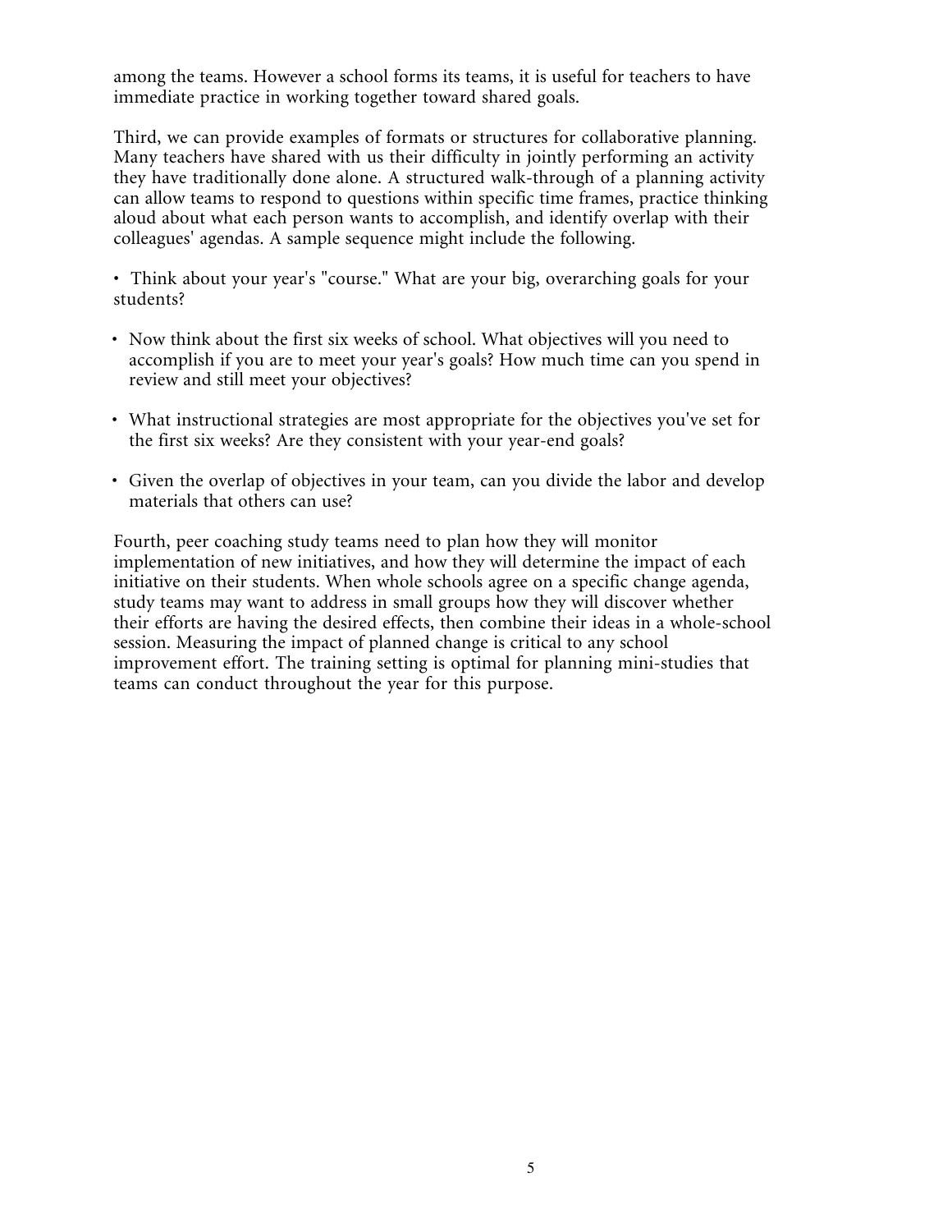among the teams. However a school forms its teams, it is useful for teachers to have immediate practice in working together toward shared goals.

Third, we can provide examples of formats or structures for collaborative planning. Many teachers have shared with us their difficulty in jointly performing an activity they have traditionally done alone. A structured walk-through of a planning activity can allow teams to respond to questions within specific time frames, practice thinking aloud about what each person wants to accomplish, and identify overlap with their colleagues' agendas. A sample sequence might include the following.

- Think about your year's "course." What are your big, overarching goals for your students?
- Now think about the first six weeks of school. What objectives will you need to accomplish if you are to meet your year's goals? How much time can you spend in review and still meet your objectives?
- What instructional strategies are most appropriate for the objectives you've set for the first six weeks? Are they consistent with your year-end goals?
- Given the overlap of objectives in your team, can you divide the labor and develop materials that others can use?

Fourth, peer coaching study teams need to plan how they will monitor implementation of new initiatives, and how they will determine the impact of each initiative on their students. When whole schools agree on a specific change agenda, study teams may want to address in small groups how they will discover whether their efforts are having the desired effects, then combine their ideas in a whole-school session. Measuring the impact of planned change is critical to any school improvement effort. The training setting is optimal for planning mini-studies that teams can conduct throughout the year for this purpose.